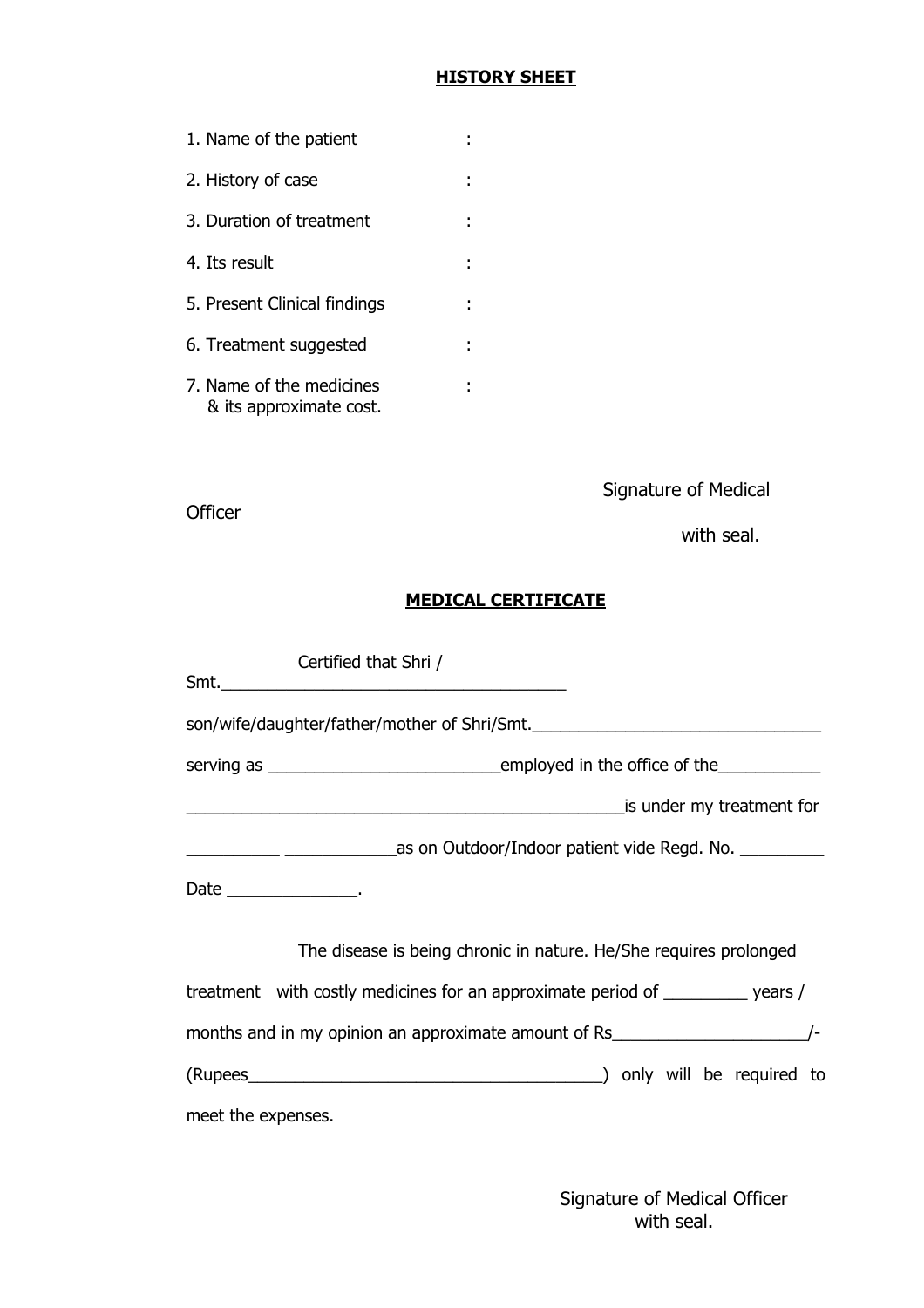## HISTORY SHEET

1. Name of the patient :
2. History of case :
3. Duration of treatment :
4. Its result :
5. Present Clinical findings :
6. Treatment suggested :
7. Name of the medicines & its approximate cost. :

Signature of Medical Officer with seal.

## MEDICAL CERTIFICATE

Certified that Shri / Smt.\_\_\_\_\_\_\_\_\_\_\_\_\_\_\_\_\_\_\_\_\_\_\_\_\_\_\_\_\_\_\_\_\_\_\_\_\_\_

son/wife/daughter/father/mother of Shri/Smt.\_\_\_\_\_\_\_\_\_\_\_\_\_\_\_\_\_\_\_\_\_\_\_\_\_\_\_\_\_\_\_\_

serving as \_\_\_\_\_\_\_\_\_\_\_\_\_\_\_\_\_\_\_\_\_\_\_\_\_\_employed in the office of the\_\_\_\_\_\_\_\_\_\_\_

\_\_\_\_\_\_\_\_\_\_\_\_\_\_\_\_\_\_\_\_\_\_\_\_\_\_\_\_\_\_\_\_\_\_\_\_\_\_\_\_\_\_\_\_\_\_\_\_is under my treatment for

\_\_\_\_\_\_\_\_\_\_ \_\_\_\_\_\_\_\_\_\_\_\_as on Outdoor/Indoor patient vide Regd. No. \_\_\_\_\_\_\_\_\_

Date \_\_\_\_\_\_\_\_\_\_\_\_\_\_.

The disease is being chronic in nature. He/She requires prolonged treatment with costly medicines for an approximate period of \_\_\_\_\_\_\_\_\_ years / months and in my opinion an approximate amount of Rs\_\_\_\_\_\_\_\_\_\_\_\_\_\_\_\_\_\_\_\_\_/- (Rupees\_\_\_\_\_\_\_\_\_\_\_\_\_\_\_\_\_\_\_\_\_\_\_\_\_\_\_\_\_\_\_\_\_\_\_\_\_\_\_\_) only will be required to meet the expenses.

Signature of Medical Officer with seal.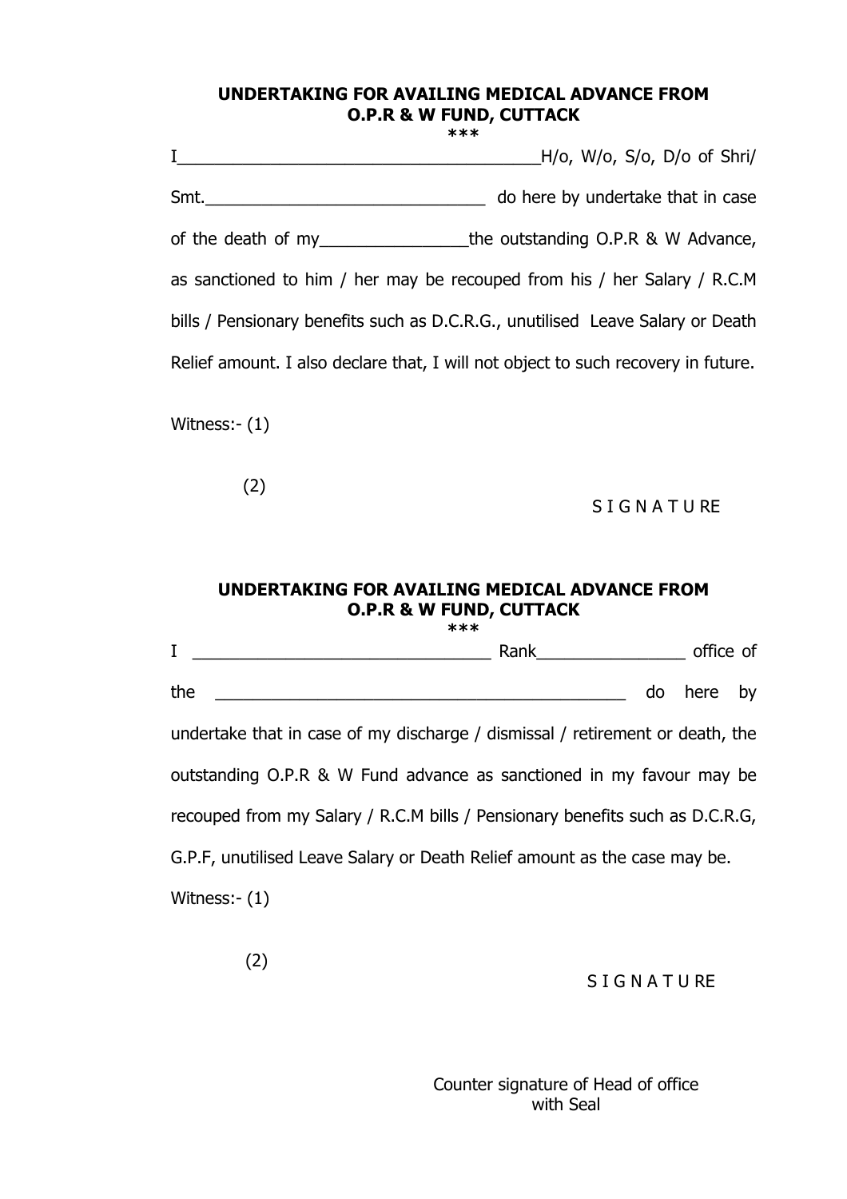**UNDERTAKING FOR AVAILING MEDICAL ADVANCE FROM O.P.R & W FUND, CUTTACK**

***

I_______________________________________H/o, W/o, S/o, D/o of Shri/ Smt.______________________________ do here by undertake that in case of the death of my________________the outstanding O.P.R & W Advance, as sanctioned to him / her may be recouped from his / her Salary / R.C.M bills / Pensionary benefits such as D.C.R.G., unutilised Leave Salary or Death Relief amount. I also declare that, I will not object to such recovery in future.

Witness:- (1)

(2)

S I G N A T U RE

**UNDERTAKING FOR AVAILING MEDICAL ADVANCE FROM O.P.R & W FUND, CUTTACK**

***

I ________________________________ Rank________________ office of the ____________________________________________ do here by undertake that in case of my discharge / dismissal / retirement or death, the outstanding O.P.R & W Fund advance as sanctioned in my favour may be recouped from my Salary / R.C.M bills / Pensionary benefits such as D.C.R.G, G.P.F, unutilised Leave Salary or Death Relief amount as the case may be.

Witness:- (1)

(2)

S I G N A T U RE

Counter signature of Head of office with Seal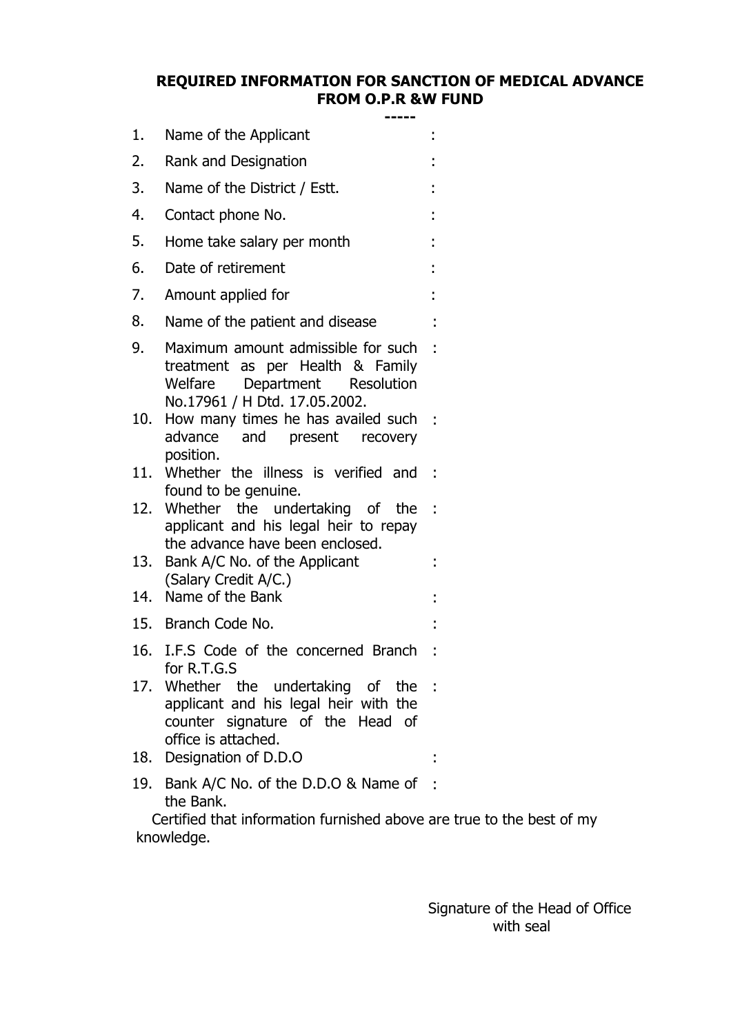## REQUIRED INFORMATION FOR SANCTION OF MEDICAL ADVANCE FROM O.P.R &W FUND

-----

| | | |
|---|---|---|
| 1. | Name of the Applicant | : |
| 2. | Rank and Designation | : |
| 3. | Name of the District / Estt. | : |
| 4. | Contact phone No. | : |
| 5. | Home take salary per month | : |
| 6. | Date of retirement | : |
| 7. | Amount applied for | : |
| 8. | Name of the patient and disease | : |
| 9. | Maximum amount admissible for such treatment as per Health & Family Welfare Department Resolution No.17961 / H Dtd. 17.05.2002. | : |
| 10. | How many times he has availed such advance and present recovery position. | : |
| 11. | Whether the illness is verified and found to be genuine. | : |
| 12. | Whether the undertaking of the applicant and his legal heir to repay the advance have been enclosed. | : |
| 13. | Bank A/C No. of the Applicant (Salary Credit A/C.) | : |
| 14. | Name of the Bank | : |
| 15. | Branch Code No. | : |
| 16. | I.F.S Code of the concerned Branch for R.T.G.S | : |
| 17. | Whether the undertaking of the applicant and his legal heir with the counter signature of the Head of office is attached. | : |
| 18. | Designation of D.D.O | : |
| 19. | Bank A/C No. of the D.D.O & Name of the Bank. | : |

Certified that information furnished above are true to the best of my knowledge.

Signature of the Head of Office
with seal